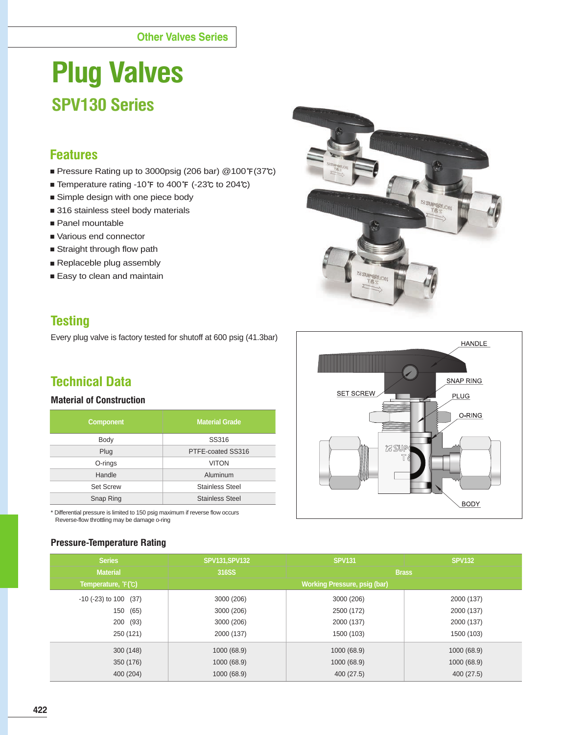Other Valves Series

# Plug Valves

## SPV130 Series

### Features

- Pressure Rating up to 3000psig (206 bar) @100℉(37℃)
- Temperature rating -10℉ to 400℉ (-23℃ to 204℃)
- Simple design with one piece body
- 316 stainless steel body materials
- Panel mountable
- Various end connector
- Straight through flow path
- Replaceble plug assembly
- Easy to clean and maintain

### Testing

Every plug valve is factory tested for shutoff at 600 psig (41.3bar)

HANDLE
SNAP RING
SET SCREW
PLUG
O-RING
BODY

### Technical Data

#### Material of Construction

| Component | Material Grade |
|---|---|
| Body | SS316 |
| Plug | PTFE-coated SS316 |
| O-rings | VITON |
| Handle | Aluminum |
| Set Screw | Stainless Steel |
| Snap Ring | Stainless Steel |

* Differential pressure is limited to 150 psig maximum if reverse flow occurs
Reverse-flow throttling may be damage o-ring

#### Pressure-Temperature Rating

| Series | SPV131,SPV132 | SPV131 | SPV132 |
|---|---|---|---|
| Material | 316SS | Brass | |
| Temperature, ℉(℃) | Working Pressure, psig (bar) | | |
| -10 (-23) to 100 (37) | 3000 (206) | 3000 (206) | 2000 (137) |
| 150 (65) | 3000 (206) | 2500 (172) | 2000 (137) |
| 200 (93) | 3000 (206) | 2000 (137) | 2000 (137) |
| 250 (121) | 2000 (137) | 1500 (103) | 1500 (103) |
| 300 (148) | 1000 (68.9) | 1000 (68.9) | 1000 (68.9) |
| 350 (176) | 1000 (68.9) | 1000 (68.9) | 1000 (68.9) |
| 400 (204) | 1000 (68.9) | 400 (27.5) | 400 (27.5) |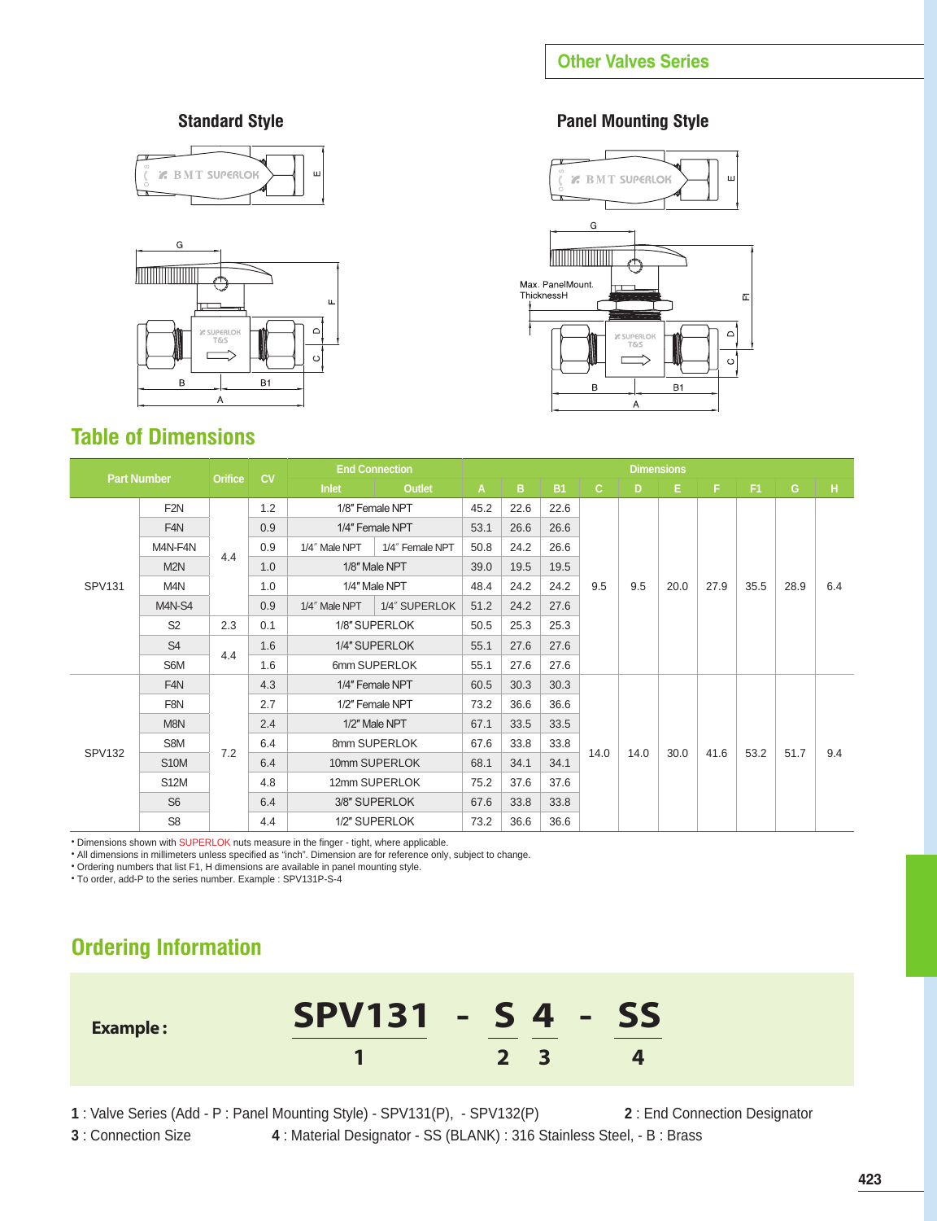## Other Valves Series

### Standard Style

### Panel Mounting Style

Max. PanelMount. ThicknessH

## Table of Dimensions

| Part Number | | Orifice | CV | End Connection | | Dimensions | | | | | | | | | | |
|---|---|---|---|---|---|---|---|---|---|---|---|---|---|---|---|---|
| | | | | Inlet | Outlet | A | B | B1 | C | D | E | F | F1 | G | H |
| SPV131 | F2N | 4.4 | 1.2 | 1/8" Female NPT | | 45.2 | 22.6 | 22.6 | 9.5 | 9.5 | 20.0 | 27.9 | 35.5 | 28.9 | 6.4 |
| | F4N | | 0.9 | 1/4" Female NPT | | 53.1 | 26.6 | 26.6 | | | | | | | |
| | M4N-F4N | | 0.9 | 1/4" Male NPT | 1/4" Female NPT | 50.8 | 24.2 | 26.6 | | | | | | | |
| | M2N | | 1.0 | 1/8" Male NPT | | 39.0 | 19.5 | 19.5 | | | | | | | |
| | M4N | | 1.0 | 1/4" Male NPT | | 48.4 | 24.2 | 24.2 | | | | | | | |
| | M4N-S4 | | 0.9 | 1/4" Male NPT | 1/4" SUPERLOK | 51.2 | 24.2 | 27.6 | | | | | | | |
| | S2 | 2.3 | 0.1 | 1/8" SUPERLOK | | 50.5 | 25.3 | 25.3 | | | | | | | |
| | S4 | 4.4 | 1.6 | 1/4" SUPERLOK | | 55.1 | 27.6 | 27.6 | | | | | | | |
| | S6M | | 1.6 | 6mm SUPERLOK | | 55.1 | 27.6 | 27.6 | | | | | | | |
| SPV132 | F4N | 7.2 | 4.3 | 1/4" Female NPT | | 60.5 | 30.3 | 30.3 | 14.0 | 14.0 | 30.0 | 41.6 | 53.2 | 51.7 | 9.4 |
| | F8N | | 2.7 | 1/2" Female NPT | | 73.2 | 36.6 | 36.6 | | | | | | | |
| | M8N | | 2.4 | 1/2" Male NPT | | 67.1 | 33.5 | 33.5 | | | | | | | |
| | S8M | | 6.4 | 8mm SUPERLOK | | 67.6 | 33.8 | 33.8 | | | | | | | |
| | S10M | | 6.4 | 10mm SUPERLOK | | 68.1 | 34.1 | 34.1 | | | | | | | |
| | S12M | | 4.8 | 12mm SUPERLOK | | 75.2 | 37.6 | 37.6 | | | | | | | |
| | S6 | | 6.4 | 3/8" SUPERLOK | | 67.6 | 33.8 | 33.8 | | | | | | | |
| | S8 | | 4.4 | 1/2" SUPERLOK | | 73.2 | 36.6 | 36.6 | | | | | | | |

- Dimensions shown with SUPERLOK nuts measure in the finger - tight, where applicable.
- All dimensions in millimeters unless specified as "inch". Dimension are for reference only, subject to change.
- Ordering numbers that list F1, H dimensions are available in panel mounting style.
- To order, add-P to the series number. Example : SPV131P-S-4

## Ordering Information

**Example :** **SPV131 - S 4 - SS**

(SPV131 = 1, S = 2, 4 = 3, SS = 4)

**1** : Valve Series (Add - P : Panel Mounting Style) - SPV131(P), - SPV132(P)

**2** : End Connection Designator

**3** : Connection Size

**4** : Material Designator - SS (BLANK) : 316 Stainless Steel, - B : Brass